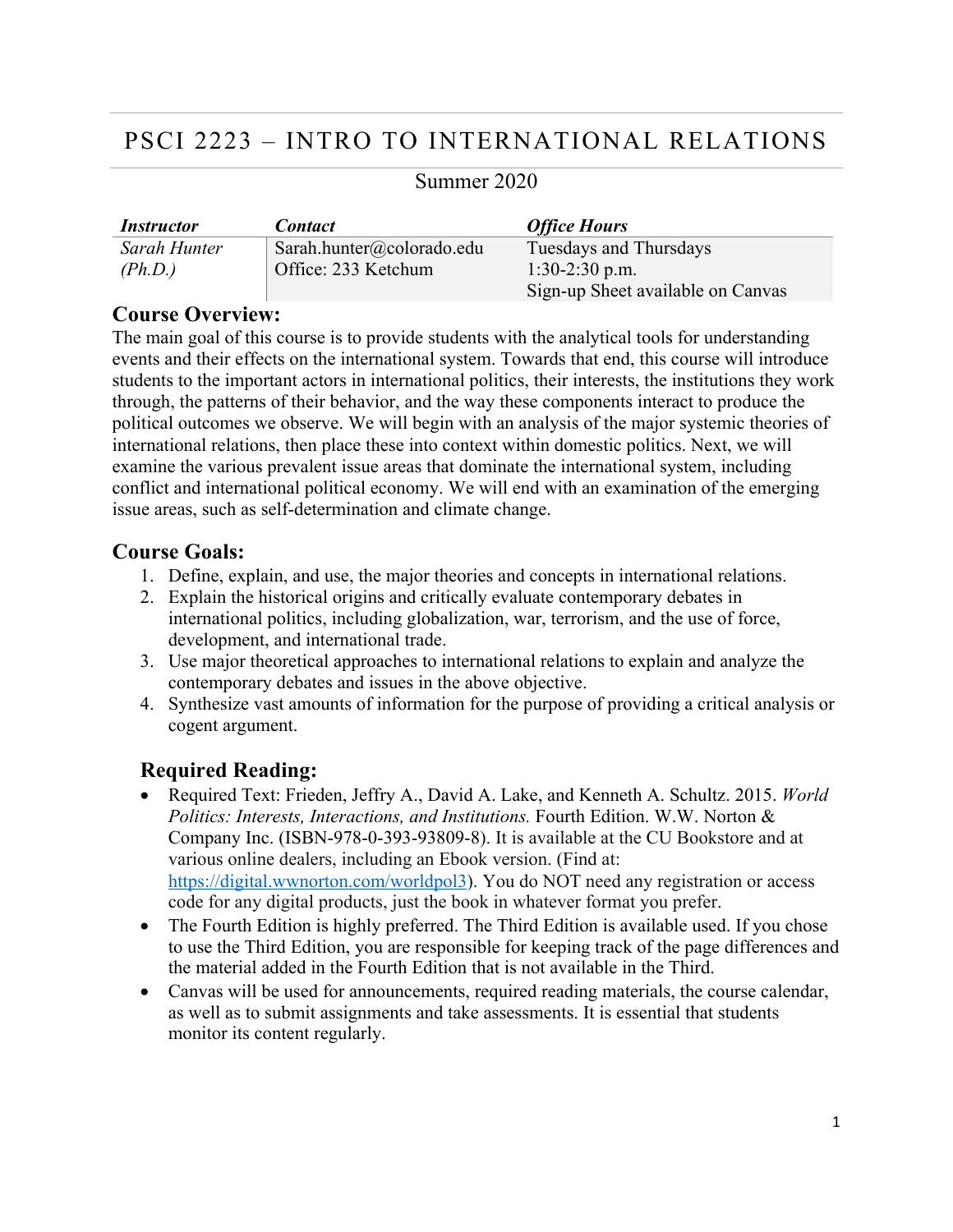# PSCI 2223 – INTRO TO INTERNATIONAL RELATIONS

Summer 2020

| *Instructor* | *Contact* | *Office Hours* |
| --- | --- | --- |
| *Sarah Hunter (Ph.D.)* | Sarah.hunter@colorado.edu<br>Office: 233 Ketchum | Tuesdays and Thursdays<br>1:30-2:30 p.m.<br>Sign-up Sheet available on Canvas |

## Course Overview:

The main goal of this course is to provide students with the analytical tools for understanding events and their effects on the international system. Towards that end, this course will introduce students to the important actors in international politics, their interests, the institutions they work through, the patterns of their behavior, and the way these components interact to produce the political outcomes we observe. We will begin with an analysis of the major systemic theories of international relations, then place these into context within domestic politics. Next, we will examine the various prevalent issue areas that dominate the international system, including conflict and international political economy. We will end with an examination of the emerging issue areas, such as self-determination and climate change.

## Course Goals:

1. Define, explain, and use, the major theories and concepts in international relations.
2. Explain the historical origins and critically evaluate contemporary debates in international politics, including globalization, war, terrorism, and the use of force, development, and international trade.
3. Use major theoretical approaches to international relations to explain and analyze the contemporary debates and issues in the above objective.
4. Synthesize vast amounts of information for the purpose of providing a critical analysis or cogent argument.

## Required Reading:

- Required Text: Frieden, Jeffry A., David A. Lake, and Kenneth A. Schultz. 2015. *World Politics: Interests, Interactions, and Institutions.* Fourth Edition. W.W. Norton & Company Inc. (ISBN-978-0-393-93809-8). It is available at the CU Bookstore and at various online dealers, including an Ebook version. (Find at: https://digital.wwnorton.com/worldpol3). You do NOT need any registration or access code for any digital products, just the book in whatever format you prefer.
- The Fourth Edition is highly preferred. The Third Edition is available used. If you chose to use the Third Edition, you are responsible for keeping track of the page differences and the material added in the Fourth Edition that is not available in the Third.
- Canvas will be used for announcements, required reading materials, the course calendar, as well as to submit assignments and take assessments. It is essential that students monitor its content regularly.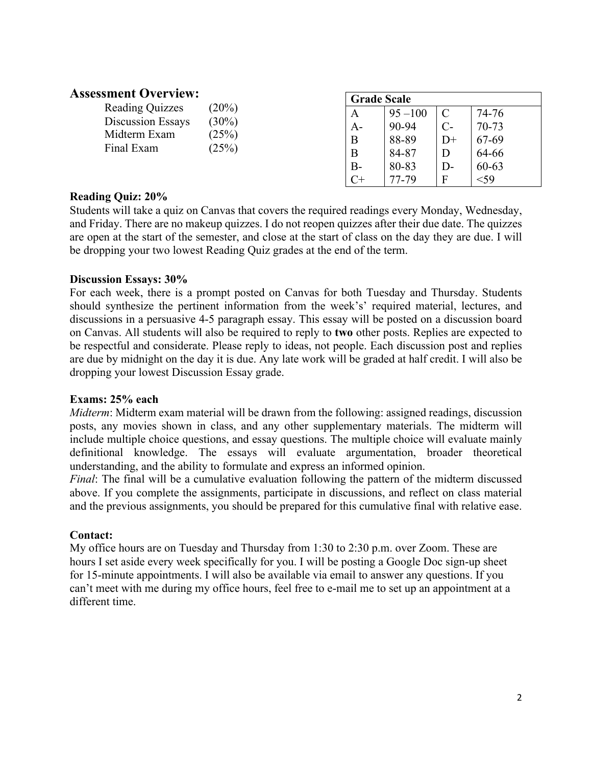## Assessment Overview:

| | |
|---|---|
| Reading Quizzes | (20%) |
| Discussion Essays | (30%) |
| Midterm Exam | (25%) |
| Final Exam | (25%) |

| Grade Scale | | | |
|---|---|---|---|
| A | 95 –100 | C | 74-76 |
| A- | 90-94 | C- | 70-73 |
| B | 88-89 | D+ | 67-69 |
| B | 84-87 | D | 64-66 |
| B- | 80-83 | D- | 60-63 |
| C+ | 77-79 | F | <59 |

**Reading Quiz: 20%**

Students will take a quiz on Canvas that covers the required readings every Monday, Wednesday, and Friday. There are no makeup quizzes. I do not reopen quizzes after their due date. The quizzes are open at the start of the semester, and close at the start of class on the day they are due. I will be dropping your two lowest Reading Quiz grades at the end of the term.

**Discussion Essays: 30%**

For each week, there is a prompt posted on Canvas for both Tuesday and Thursday. Students should synthesize the pertinent information from the week's' required material, lectures, and discussions in a persuasive 4-5 paragraph essay. This essay will be posted on a discussion board on Canvas. All students will also be required to reply to **two** other posts. Replies are expected to be respectful and considerate. Please reply to ideas, not people. Each discussion post and replies are due by midnight on the day it is due. Any late work will be graded at half credit. I will also be dropping your lowest Discussion Essay grade.

**Exams: 25% each**

*Midterm*: Midterm exam material will be drawn from the following: assigned readings, discussion posts, any movies shown in class, and any other supplementary materials. The midterm will include multiple choice questions, and essay questions. The multiple choice will evaluate mainly definitional knowledge. The essays will evaluate argumentation, broader theoretical understanding, and the ability to formulate and express an informed opinion.

*Final*: The final will be a cumulative evaluation following the pattern of the midterm discussed above. If you complete the assignments, participate in discussions, and reflect on class material and the previous assignments, you should be prepared for this cumulative final with relative ease.

**Contact:**

My office hours are on Tuesday and Thursday from 1:30 to 2:30 p.m. over Zoom. These are hours I set aside every week specifically for you. I will be posting a Google Doc sign-up sheet for 15-minute appointments. I will also be available via email to answer any questions. If you can't meet with me during my office hours, feel free to e-mail me to set up an appointment at a different time.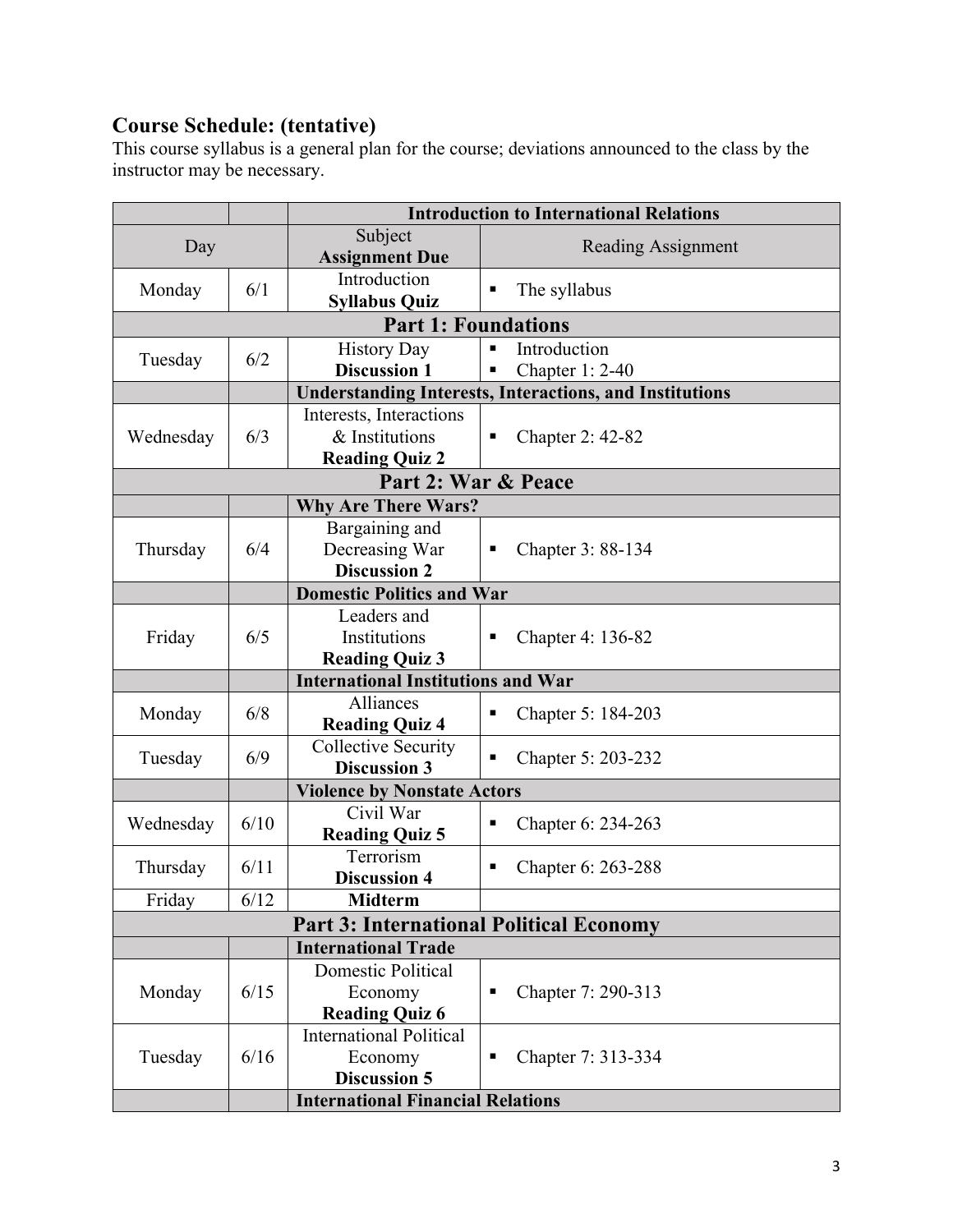## Course Schedule: (tentative)

This course syllabus is a general plan for the course; deviations announced to the class by the instructor may be necessary.

| | | **Introduction to International Relations** | |
|---|---|---|---|
| Day | | Subject **Assignment Due** | Reading Assignment |
| Monday | 6/1 | Introduction **Syllabus Quiz** | ▪ The syllabus |
| **Part 1: Foundations** | | | |
| Tuesday | 6/2 | History Day **Discussion 1** | ▪ Introduction ▪ Chapter 1: 2-40 |
| | | **Understanding Interests, Interactions, and Institutions** | |
| Wednesday | 6/3 | Interests, Interactions & Institutions **Reading Quiz 2** | ▪ Chapter 2: 42-82 |
| **Part 2: War & Peace** | | | |
| | | **Why Are There Wars?** | |
| Thursday | 6/4 | Bargaining and Decreasing War **Discussion 2** | ▪ Chapter 3: 88-134 |
| | | **Domestic Politics and War** | |
| Friday | 6/5 | Leaders and Institutions **Reading Quiz 3** | ▪ Chapter 4: 136-82 |
| | | **International Institutions and War** | |
| Monday | 6/8 | Alliances **Reading Quiz 4** | ▪ Chapter 5: 184-203 |
| Tuesday | 6/9 | Collective Security **Discussion 3** | ▪ Chapter 5: 203-232 |
| | | **Violence by Nonstate Actors** | |
| Wednesday | 6/10 | Civil War **Reading Quiz 5** | ▪ Chapter 6: 234-263 |
| Thursday | 6/11 | Terrorism **Discussion 4** | ▪ Chapter 6: 263-288 |
| Friday | 6/12 | **Midterm** | |
| **Part 3: International Political Economy** | | | |
| | | **International Trade** | |
| Monday | 6/15 | Domestic Political Economy **Reading Quiz 6** | ▪ Chapter 7: 290-313 |
| Tuesday | 6/16 | International Political Economy **Discussion 5** | ▪ Chapter 7: 313-334 |
| | | **International Financial Relations** | |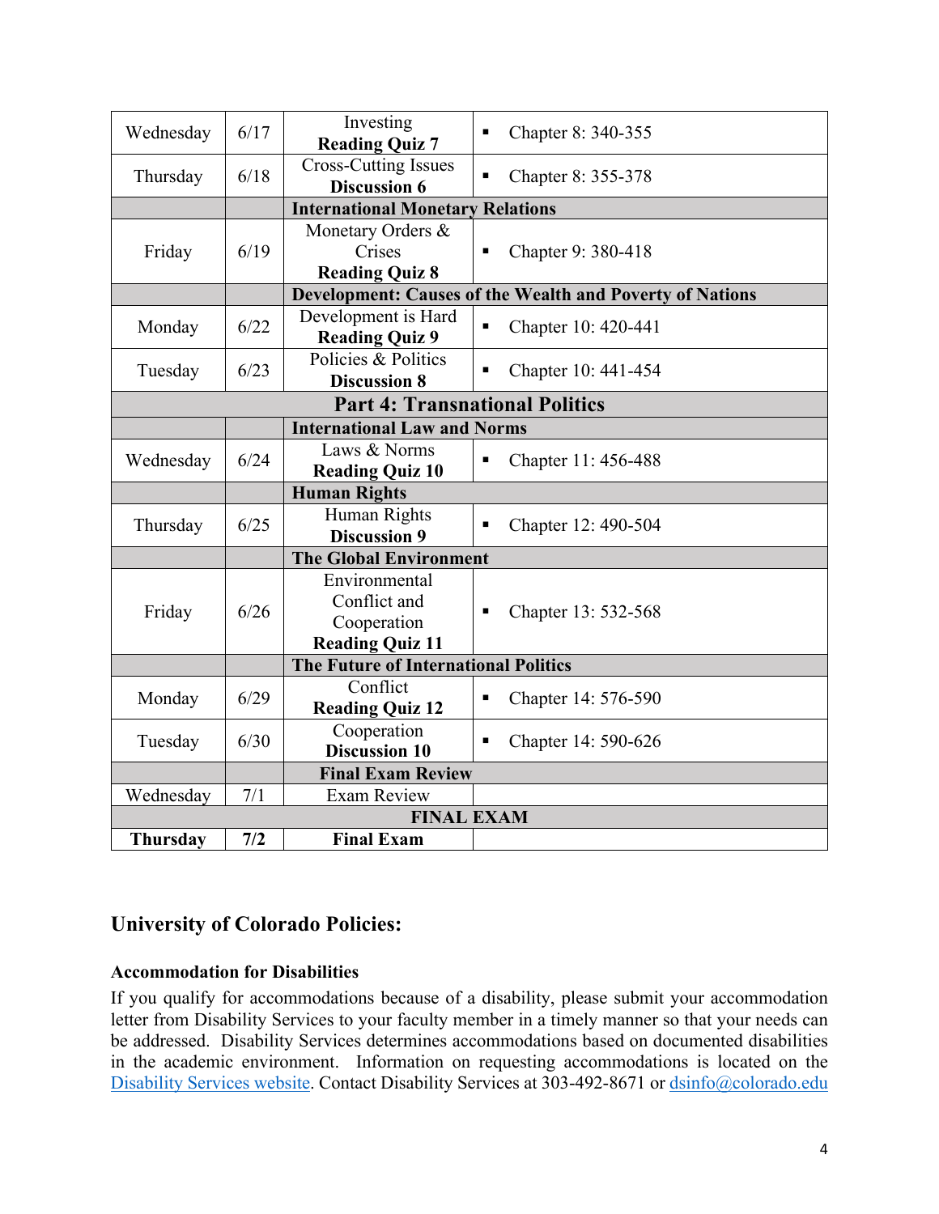| | | | |
|---|---|---|---|
| Wednesday | 6/17 | Investing **Reading Quiz 7** | ▪ Chapter 8: 340-355 |
| Thursday | 6/18 | Cross-Cutting Issues **Discussion 6** | ▪ Chapter 8: 355-378 |
| | | **International Monetary Relations** | |
| Friday | 6/19 | Monetary Orders & Crises **Reading Quiz 8** | ▪ Chapter 9: 380-418 |
| | | **Development: Causes of the Wealth and Poverty of Nations** | |
| Monday | 6/22 | Development is Hard **Reading Quiz 9** | ▪ Chapter 10: 420-441 |
| Tuesday | 6/23 | Policies & Politics **Discussion 8** | ▪ Chapter 10: 441-454 |
| **Part 4: Transnational Politics** | | | |
| | | **International Law and Norms** | |
| Wednesday | 6/24 | Laws & Norms **Reading Quiz 10** | ▪ Chapter 11: 456-488 |
| | | **Human Rights** | |
| Thursday | 6/25 | Human Rights **Discussion 9** | ▪ Chapter 12: 490-504 |
| | | **The Global Environment** | |
| Friday | 6/26 | Environmental Conflict and Cooperation **Reading Quiz 11** | ▪ Chapter 13: 532-568 |
| | | **The Future of International Politics** | |
| Monday | 6/29 | Conflict **Reading Quiz 12** | ▪ Chapter 14: 576-590 |
| Tuesday | 6/30 | Cooperation **Discussion 10** | ▪ Chapter 14: 590-626 |
| | | **Final Exam Review** | |
| Wednesday | 7/1 | Exam Review | |
| **FINAL EXAM** | | | |
| **Thursday** | **7/2** | **Final Exam** | |

## University of Colorado Policies:

### Accommodation for Disabilities

If you qualify for accommodations because of a disability, please submit your accommodation letter from Disability Services to your faculty member in a timely manner so that your needs can be addressed. Disability Services determines accommodations based on documented disabilities in the academic environment. Information on requesting accommodations is located on the Disability Services website. Contact Disability Services at 303-492-8671 or dsinfo@colorado.edu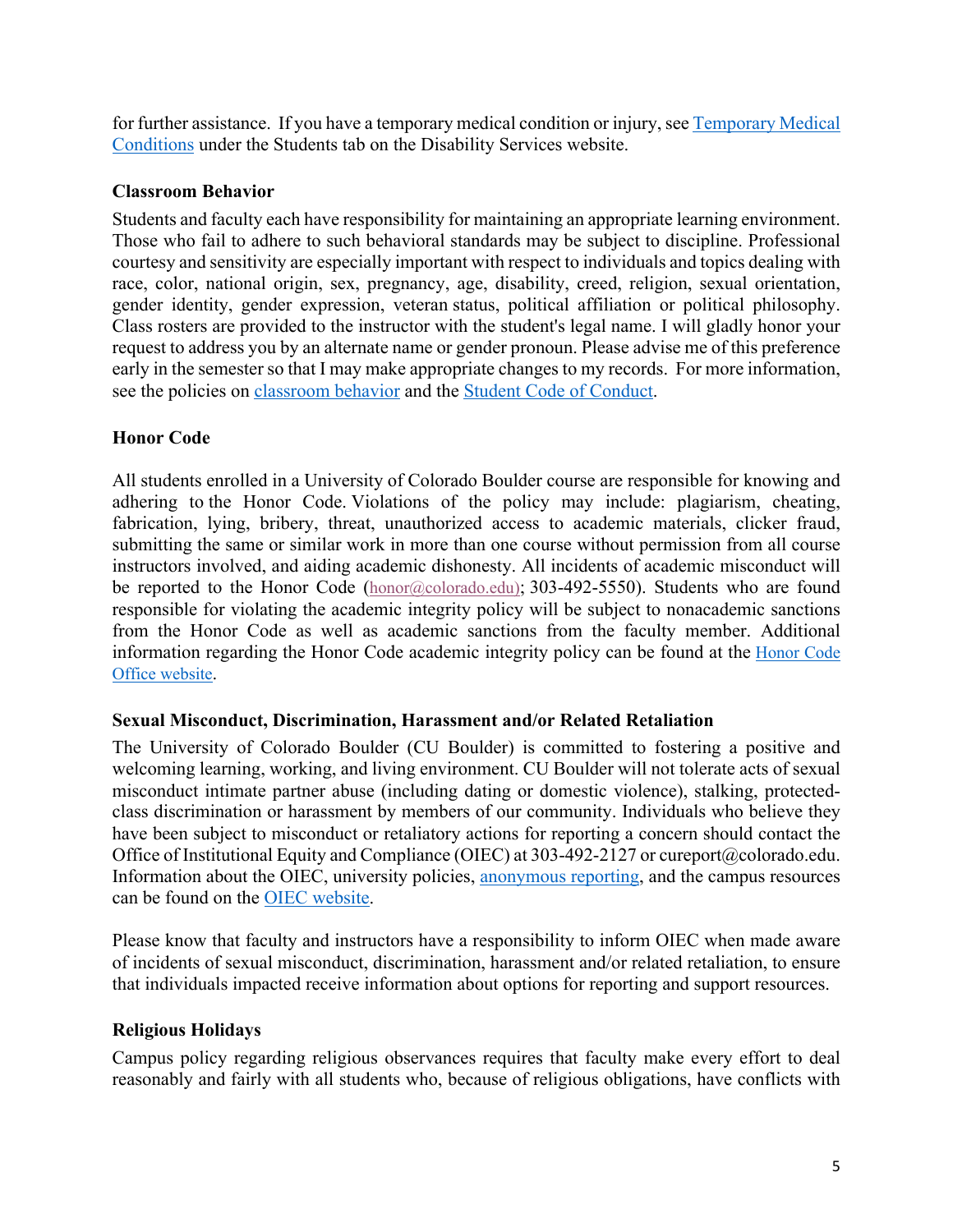for further assistance. If you have a temporary medical condition or injury, see [Temporary Medical Conditions] under the Students tab on the Disability Services website.

**Classroom Behavior**

Students and faculty each have responsibility for maintaining an appropriate learning environment. Those who fail to adhere to such behavioral standards may be subject to discipline. Professional courtesy and sensitivity are especially important with respect to individuals and topics dealing with race, color, national origin, sex, pregnancy, age, disability, creed, religion, sexual orientation, gender identity, gender expression, veteran status, political affiliation or political philosophy. Class rosters are provided to the instructor with the student's legal name. I will gladly honor your request to address you by an alternate name or gender pronoun. Please advise me of this preference early in the semester so that I may make appropriate changes to my records. For more information, see the policies on classroom behavior and the Student Code of Conduct.

**Honor Code**

All students enrolled in a University of Colorado Boulder course are responsible for knowing and adhering to the Honor Code. Violations of the policy may include: plagiarism, cheating, fabrication, lying, bribery, threat, unauthorized access to academic materials, clicker fraud, submitting the same or similar work in more than one course without permission from all course instructors involved, and aiding academic dishonesty. All incidents of academic misconduct will be reported to the Honor Code (honor@colorado.edu); 303-492-5550). Students who are found responsible for violating the academic integrity policy will be subject to nonacademic sanctions from the Honor Code as well as academic sanctions from the faculty member. Additional information regarding the Honor Code academic integrity policy can be found at the Honor Code Office website.

**Sexual Misconduct, Discrimination, Harassment and/or Related Retaliation**

The University of Colorado Boulder (CU Boulder) is committed to fostering a positive and welcoming learning, working, and living environment. CU Boulder will not tolerate acts of sexual misconduct intimate partner abuse (including dating or domestic violence), stalking, protected-class discrimination or harassment by members of our community. Individuals who believe they have been subject to misconduct or retaliatory actions for reporting a concern should contact the Office of Institutional Equity and Compliance (OIEC) at 303-492-2127 or cureport@colorado.edu. Information about the OIEC, university policies, anonymous reporting, and the campus resources can be found on the OIEC website.

Please know that faculty and instructors have a responsibility to inform OIEC when made aware of incidents of sexual misconduct, discrimination, harassment and/or related retaliation, to ensure that individuals impacted receive information about options for reporting and support resources.

**Religious Holidays**

Campus policy regarding religious observances requires that faculty make every effort to deal reasonably and fairly with all students who, because of religious obligations, have conflicts with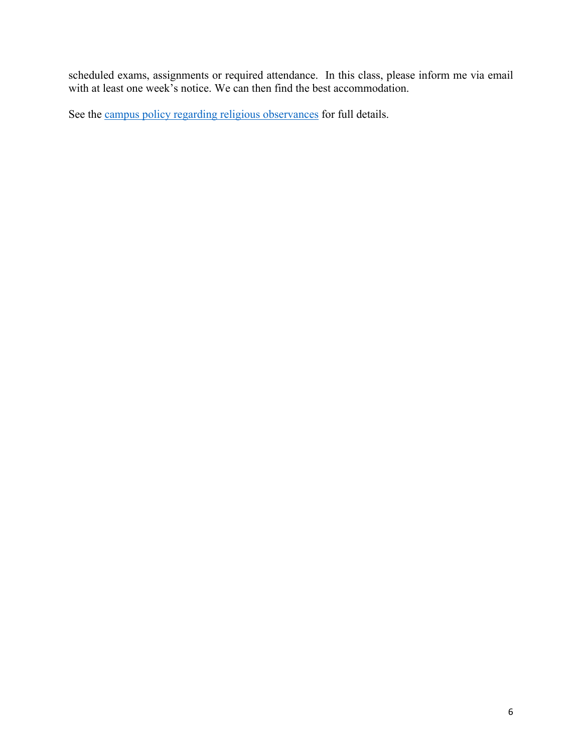scheduled exams, assignments or required attendance. In this class, please inform me via email with at least one week's notice. We can then find the best accommodation.

See the campus policy regarding religious observances for full details.